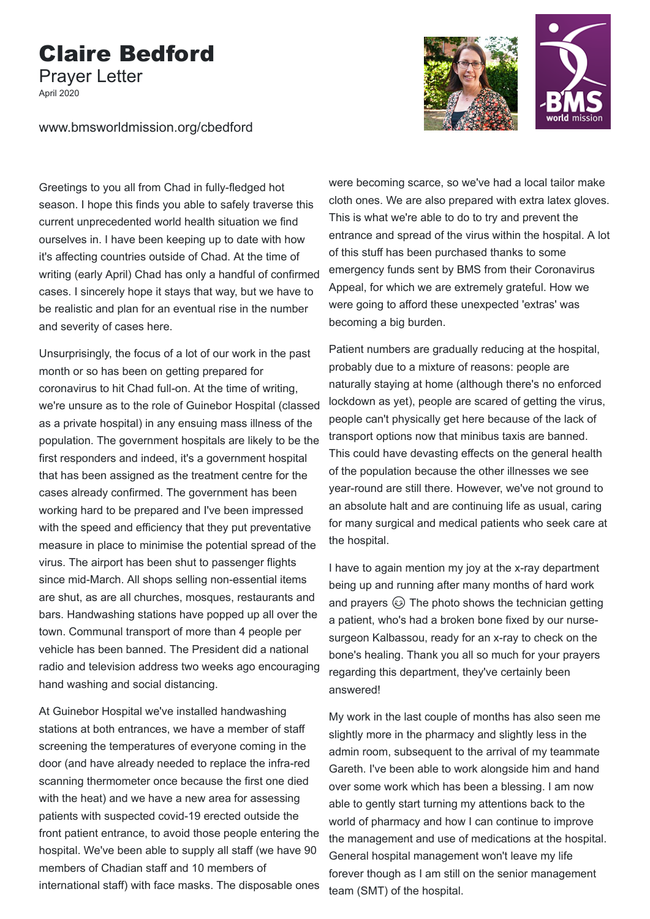# Claire Bedford

Prayer Letter

April 2020

www.bmsworldmission.org/cbedford

Greetings to you all from Chad in fully-fledged hot season. I hope this finds you able to safely traverse this current unprecedented world health situation we find ourselves in. I have been keeping up to date with how it's affecting countries outside of Chad. At the time of writing (early April) Chad has only a handful of confirmed cases. I sincerely hope it stays that way, but we have to be realistic and plan for an eventual rise in the number and severity of cases here.

Unsurprisingly, the focus of a lot of our work in the past month or so has been on getting prepared for coronavirus to hit Chad full-on. At the time of writing, we're unsure as to the role of Guinebor Hospital (classed as a private hospital) in any ensuing mass illness of the population. The government hospitals are likely to be the first responders and indeed, it's a government hospital that has been assigned as the treatment centre for the cases already confirmed. The government has been working hard to be prepared and I've been impressed with the speed and efficiency that they put preventative measure in place to minimise the potential spread of the virus. The airport has been shut to passenger flights since mid-March. All shops selling non-essential items are shut, as are all churches, mosques, restaurants and bars. Handwashing stations have popped up all over the town. Communal transport of more than 4 people per vehicle has been banned. The President did a national radio and television address two weeks ago encouraging hand washing and social distancing.

At Guinebor Hospital we've installed handwashing stations at both entrances, we have a member of staff screening the temperatures of everyone coming in the door (and have already needed to replace the infra-red scanning thermometer once because the first one died with the heat) and we have a new area for assessing patients with suspected covid-19 erected outside the front patient entrance, to avoid those people entering the hospital. We've been able to supply all staff (we have 90 members of Chadian staff and 10 members of international staff) with face masks. The disposable ones were becoming scarce, so we've had a local tailor make cloth ones. We are also prepared with extra latex gloves. This is what we're able to do to try and prevent the entrance and spread of the virus within the hospital. A lot of this stuff has been purchased thanks to some emergency funds sent by BMS from their Coronavirus Appeal, for which we are extremely grateful. How we were going to afford these unexpected 'extras' was becoming a big burden.

Patient numbers are gradually reducing at the hospital, probably due to a mixture of reasons: people are naturally staying at home (although there's no enforced lockdown as yet), people are scared of getting the virus, people can't physically get here because of the lack of transport options now that minibus taxis are banned. This could have devasting effects on the general health of the population because the other illnesses we see year-round are still there. However, we've not ground to an absolute halt and are continuing life as usual, caring for many surgical and medical patients who seek care at the hospital.

I have to again mention my joy at the x-ray department being up and running after many months of hard work and prayers 😊 The photo shows the technician getting a patient, who's had a broken bone fixed by our nurse-surgeon Kalbassou, ready for an x-ray to check on the bone's healing. Thank you all so much for your prayers regarding this department, they've certainly been answered!

My work in the last couple of months has also seen me slightly more in the pharmacy and slightly less in the admin room, subsequent to the arrival of my teammate Gareth. I've been able to work alongside him and hand over some work which has been a blessing. I am now able to gently start turning my attentions back to the world of pharmacy and how I can continue to improve the management and use of medications at the hospital. General hospital management won't leave my life forever though as I am still on the senior management team (SMT) of the hospital.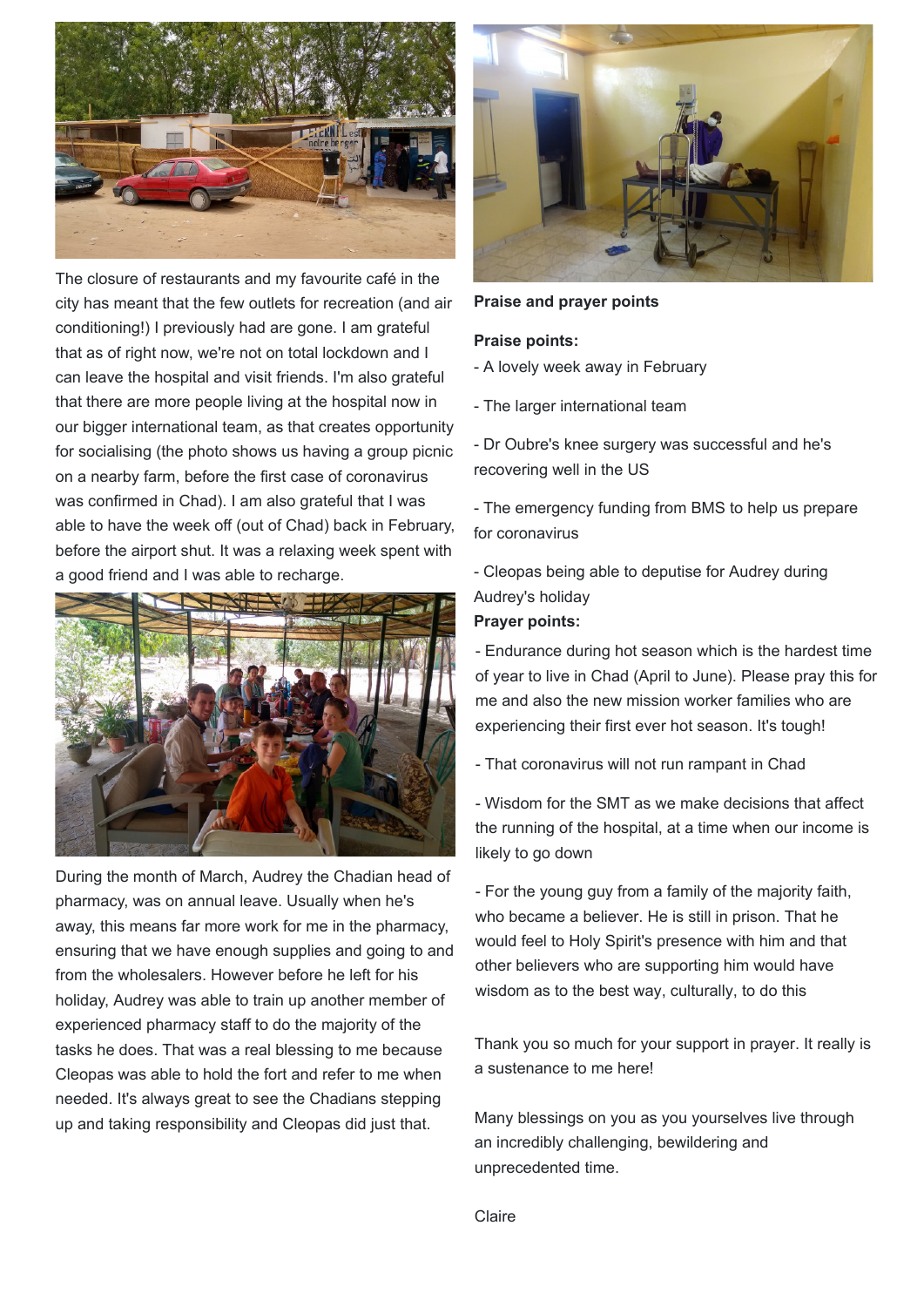The closure of restaurants and my favourite café in the city has meant that the few outlets for recreation (and air conditioning!) I previously had are gone. I am grateful that as of right now, we're not on total lockdown and I can leave the hospital and visit friends. I'm also grateful that there are more people living at the hospital now in our bigger international team, as that creates opportunity for socialising (the photo shows us having a group picnic on a nearby farm, before the first case of coronavirus was confirmed in Chad). I am also grateful that I was able to have the week off (out of Chad) back in February, before the airport shut. It was a relaxing week spent with a good friend and I was able to recharge.

During the month of March, Audrey the Chadian head of pharmacy, was on annual leave. Usually when he's away, this means far more work for me in the pharmacy, ensuring that we have enough supplies and going to and from the wholesalers. However before he left for his holiday, Audrey was able to train up another member of experienced pharmacy staff to do the majority of the tasks he does. That was a real blessing to me because Cleopas was able to hold the fort and refer to me when needed. It's always great to see the Chadians stepping up and taking responsibility and Cleopas did just that.

**Praise and prayer points**

**Praise points:**

- A lovely week away in February

- The larger international team

- Dr Oubre's knee surgery was successful and he's recovering well in the US

- The emergency funding from BMS to help us prepare for coronavirus

- Cleopas being able to deputise for Audrey during Audrey's holiday

**Prayer points:**

- Endurance during hot season which is the hardest time of year to live in Chad (April to June). Please pray this for me and also the new mission worker families who are experiencing their first ever hot season. It's tough!

- That coronavirus will not run rampant in Chad

- Wisdom for the SMT as we make decisions that affect the running of the hospital, at a time when our income is likely to go down

- For the young guy from a family of the majority faith, who became a believer. He is still in prison. That he would feel to Holy Spirit's presence with him and that other believers who are supporting him would have wisdom as to the best way, culturally, to do this

Thank you so much for your support in prayer. It really is a sustenance to me here!

Many blessings on you as you yourselves live through an incredibly challenging, bewildering and unprecedented time.

Claire